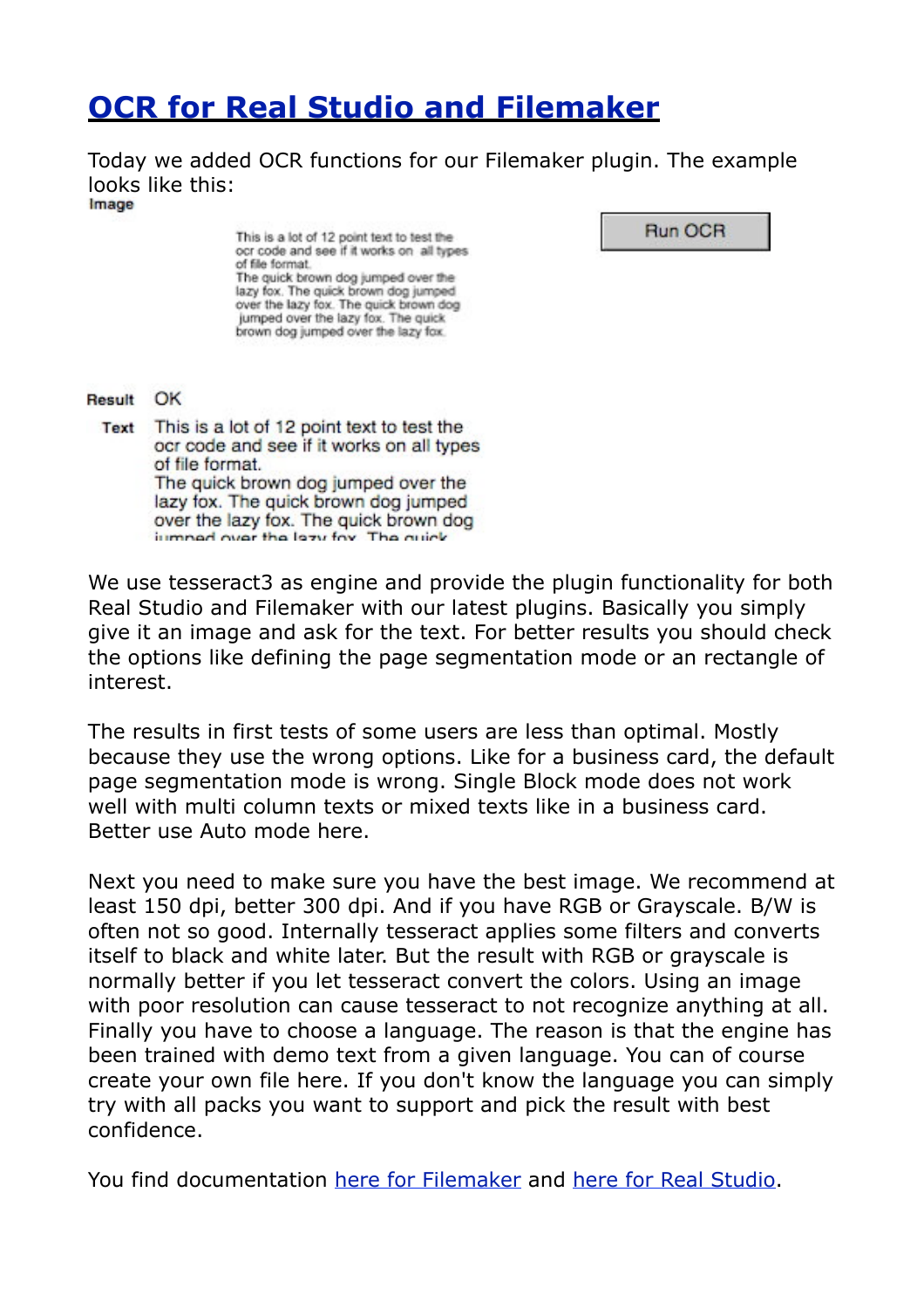# OCR for Real Studio and Filemaker

Today we added OCR functions for our Filemaker plugin. The example looks like this:

**Image**

This is a lot of 12 point text to test the ocr code and see if it works on all types of file format.
The quick brown dog jumped over the lazy fox. The quick brown dog jumped over the lazy fox. The quick brown dog jumped over the lazy fox. The quick brown dog jumped over the lazy fox.

Run OCR

**Result** OK

**Text** This is a lot of 12 point text to test the ocr code and see if it works on all types of file format.
The quick brown dog jumped over the lazy fox. The quick brown dog jumped over the lazy fox. The quick brown dog jumped over the lazy fox. The quick

We use tesseract3 as engine and provide the plugin functionality for both Real Studio and Filemaker with our latest plugins. Basically you simply give it an image and ask for the text. For better results you should check the options like defining the page segmentation mode or an rectangle of interest.

The results in first tests of some users are less than optimal. Mostly because they use the wrong options. Like for a business card, the default page segmentation mode is wrong. Single Block mode does not work well with multi column texts or mixed texts like in a business card. Better use Auto mode here.

Next you need to make sure you have the best image. We recommend at least 150 dpi, better 300 dpi. And if you have RGB or Grayscale. B/W is often not so good. Internally tesseract applies some filters and converts itself to black and white later. But the result with RGB or grayscale is normally better if you let tesseract convert the colors. Using an image with poor resolution can cause tesseract to not recognize anything at all. Finally you have to choose a language. The reason is that the engine has been trained with demo text from a given language. You can of course create your own file here. If you don't know the language you can simply try with all packs you want to support and pick the result with best confidence.

You find documentation here for Filemaker and here for Real Studio.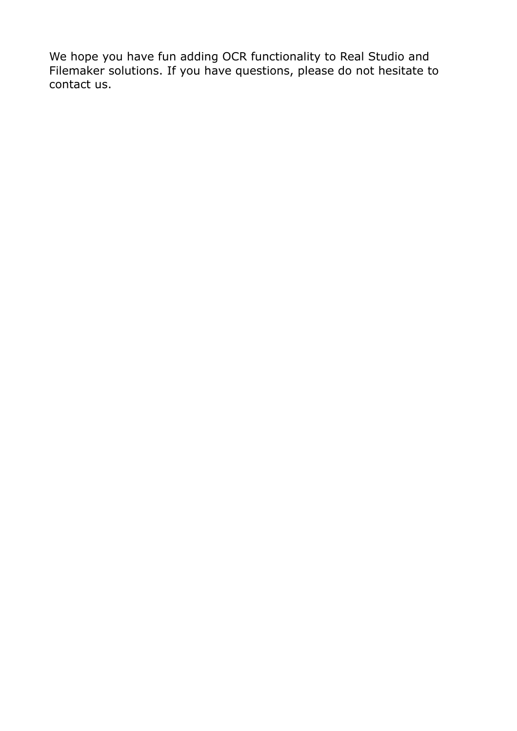We hope you have fun adding OCR functionality to Real Studio and Filemaker solutions. If you have questions, please do not hesitate to contact us.